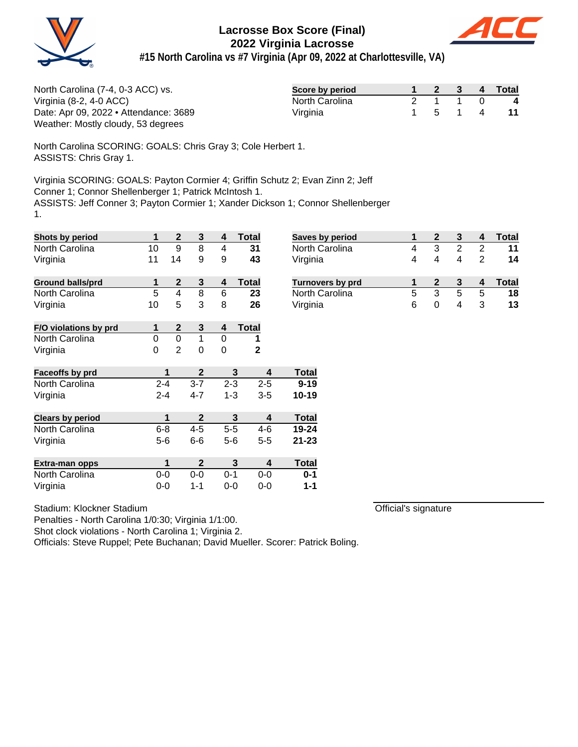# Lacrosse Box Score (Final)
## 2022 Virginia Lacrosse
### #15 North Carolina vs #7 Virginia (Apr 09, 2022 at Charlottesville, VA)

North Carolina (7-4, 0-3 ACC) vs.
Virginia (8-2, 4-0 ACC)
Date: Apr 09, 2022 • Attendance: 3689
Weather: Mostly cloudy, 53 degrees

| Score by period | 1 | 2 | 3 | 4 | Total |
|---|---|---|---|---|---|
| North Carolina | 2 | 1 | 1 | 0 | **4** |
| Virginia | 1 | 5 | 1 | 4 | **11** |

North Carolina SCORING: GOALS: Chris Gray 3; Cole Herbert 1.
ASSISTS: Chris Gray 1.

Virginia SCORING: GOALS: Payton Cormier 4; Griffin Schutz 2; Evan Zinn 2; Jeff Conner 1; Connor Shellenberger 1; Patrick McIntosh 1.
ASSISTS: Jeff Conner 3; Payton Cormier 1; Xander Dickson 1; Connor Shellenberger 1.

| Shots by period | 1 | 2 | 3 | 4 | Total |
|---|---|---|---|---|---|
| North Carolina | 10 | 9 | 8 | 4 | **31** |
| Virginia | 11 | 14 | 9 | 9 | **43** |

| Saves by period | 1 | 2 | 3 | 4 | Total |
|---|---|---|---|---|---|
| North Carolina | 4 | 3 | 2 | 2 | **11** |
| Virginia | 4 | 4 | 4 | 2 | **14** |

| Ground balls/prd | 1 | 2 | 3 | 4 | Total |
|---|---|---|---|---|---|
| North Carolina | 5 | 4 | 8 | 6 | **23** |
| Virginia | 10 | 5 | 3 | 8 | **26** |

| Turnovers by prd | 1 | 2 | 3 | 4 | Total |
|---|---|---|---|---|---|
| North Carolina | 5 | 3 | 5 | 5 | **18** |
| Virginia | 6 | 0 | 4 | 3 | **13** |

| F/O violations by prd | 1 | 2 | 3 | 4 | Total |
|---|---|---|---|---|---|
| North Carolina | 0 | 0 | 1 | 0 | **1** |
| Virginia | 0 | 2 | 0 | 0 | **2** |

| Faceoffs by prd | 1 | 2 | 3 | 4 | Total |
|---|---|---|---|---|---|
| North Carolina | 2-4 | 3-7 | 2-3 | 2-5 | **9-19** |
| Virginia | 2-4 | 4-7 | 1-3 | 3-5 | **10-19** |

| Clears by period | 1 | 2 | 3 | 4 | Total |
|---|---|---|---|---|---|
| North Carolina | 6-8 | 4-5 | 5-5 | 4-6 | **19-24** |
| Virginia | 5-6 | 6-6 | 5-6 | 5-5 | **21-23** |

| Extra-man opps | 1 | 2 | 3 | 4 | Total |
|---|---|---|---|---|---|
| North Carolina | 0-0 | 0-0 | 0-1 | 0-0 | **0-1** |
| Virginia | 0-0 | 1-1 | 0-0 | 0-0 | **1-1** |

Stadium: Klockner Stadium
Penalties - North Carolina 1/0:30; Virginia 1/1:00.
Shot clock violations - North Carolina 1; Virginia 2.
Officials: Steve Ruppel; Pete Buchanan; David Mueller. Scorer: Patrick Boling.

Official's signature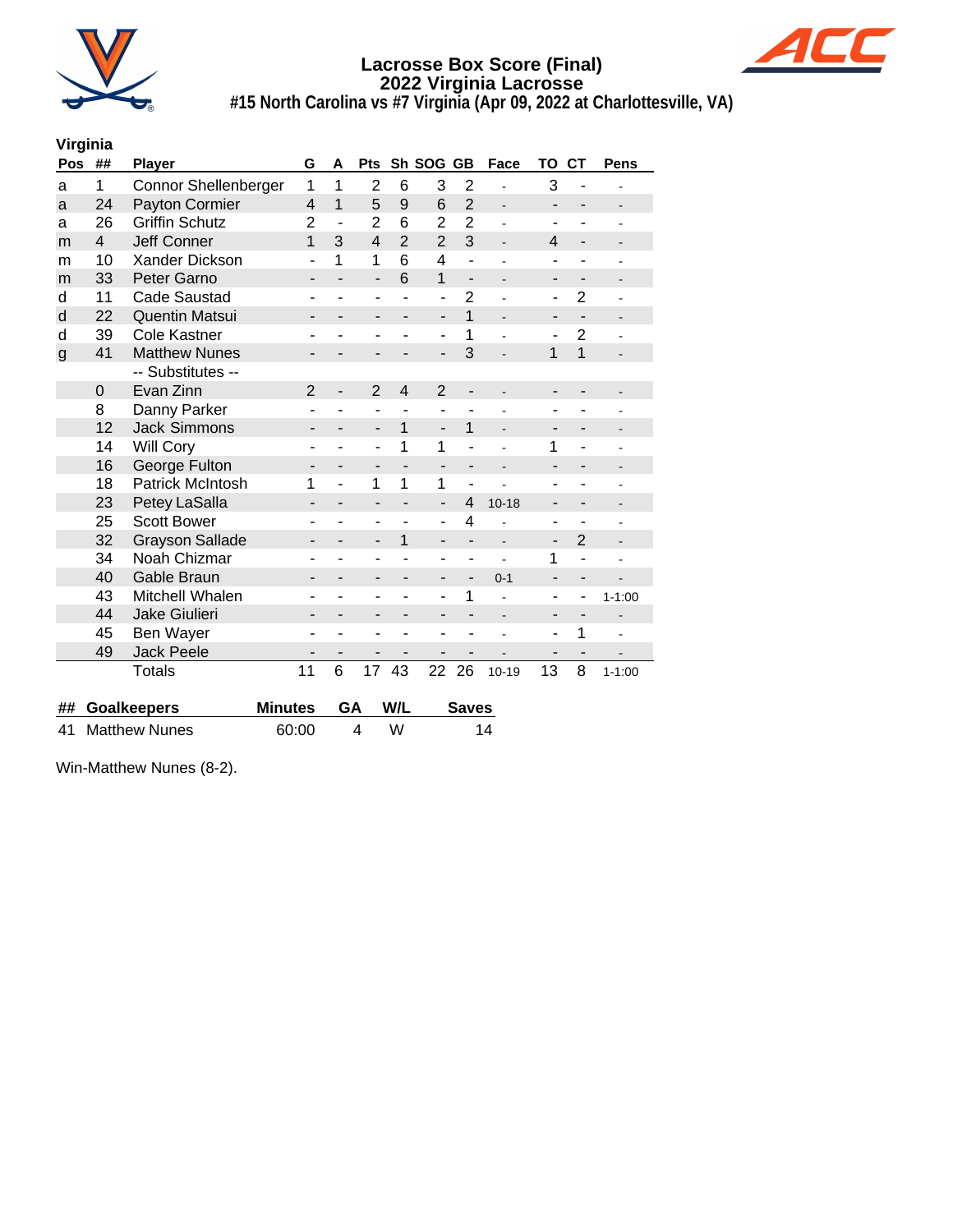# Lacrosse Box Score (Final)
## 2022 Virginia Lacrosse
### #15 North Carolina vs #7 Virginia (Apr 09, 2022 at Charlottesville, VA)

**Virginia**

| Pos | ## | Player | G | A | Pts | Sh | SOG | GB | Face | TO | CT | Pens |
|---|---|---|---|---|---|---|---|---|---|---|---|---|
| a | 1 | Connor Shellenberger | 1 | 1 | 2 | 6 | 3 | 2 | - | 3 | - | - |
| a | 24 | Payton Cormier | 4 | 1 | 5 | 9 | 6 | 2 | - | - | - | - |
| a | 26 | Griffin Schutz | 2 | - | 2 | 6 | 2 | 2 | - | - | - | - |
| m | 4 | Jeff Conner | 1 | 3 | 4 | 2 | 2 | 3 | - | 4 | - | - |
| m | 10 | Xander Dickson | - | 1 | 1 | 6 | 4 | - | - | - | - | - |
| m | 33 | Peter Garno | - | - | - | 6 | 1 | - | - | - | - | - |
| d | 11 | Cade Saustad | - | - | - | - | - | 2 | - | - | 2 | - |
| d | 22 | Quentin Matsui | - | - | - | - | - | 1 | - | - | - | - |
| d | 39 | Cole Kastner | - | - | - | - | - | 1 | - | - | 2 | - |
| g | 41 | Matthew Nunes | - | - | - | - | - | 3 | - | 1 | 1 | - |
| | | -- Substitutes -- | | | | | | | | | | |
| | 0 | Evan Zinn | 2 | - | 2 | 4 | 2 | - | - | - | - | - |
| | 8 | Danny Parker | - | - | - | - | - | - | - | - | - | - |
| | 12 | Jack Simmons | - | - | - | 1 | - | 1 | - | - | - | - |
| | 14 | Will Cory | - | - | - | 1 | 1 | - | - | 1 | - | - |
| | 16 | George Fulton | - | - | - | - | - | - | - | - | - | - |
| | 18 | Patrick McIntosh | 1 | - | 1 | 1 | 1 | - | - | - | - | - |
| | 23 | Petey LaSalla | - | - | - | - | - | 4 | 10-18 | - | - | - |
| | 25 | Scott Bower | - | - | - | - | - | 4 | - | - | - | - |
| | 32 | Grayson Sallade | - | - | - | 1 | - | - | - | - | 2 | - |
| | 34 | Noah Chizmar | - | - | - | - | - | - | - | 1 | - | - |
| | 40 | Gable Braun | - | - | - | - | - | - | 0-1 | - | - | - |
| | 43 | Mitchell Whalen | - | - | - | - | - | 1 | - | - | - | 1-1:00 |
| | 44 | Jake Giulieri | - | - | - | - | - | - | - | - | - | - |
| | 45 | Ben Wayer | - | - | - | - | - | - | - | - | 1 | - |
| | 49 | Jack Peele | - | - | - | - | - | - | - | - | - | - |
| | | Totals | 11 | 6 | 17 | 43 | 22 | 26 | 10-19 | 13 | 8 | 1-1:00 |

| ## | Goalkeepers | Minutes | GA | W/L | Saves |
|---|---|---|---|---|---|
| 41 | Matthew Nunes | 60:00 | 4 | W | 14 |

Win-Matthew Nunes (8-2).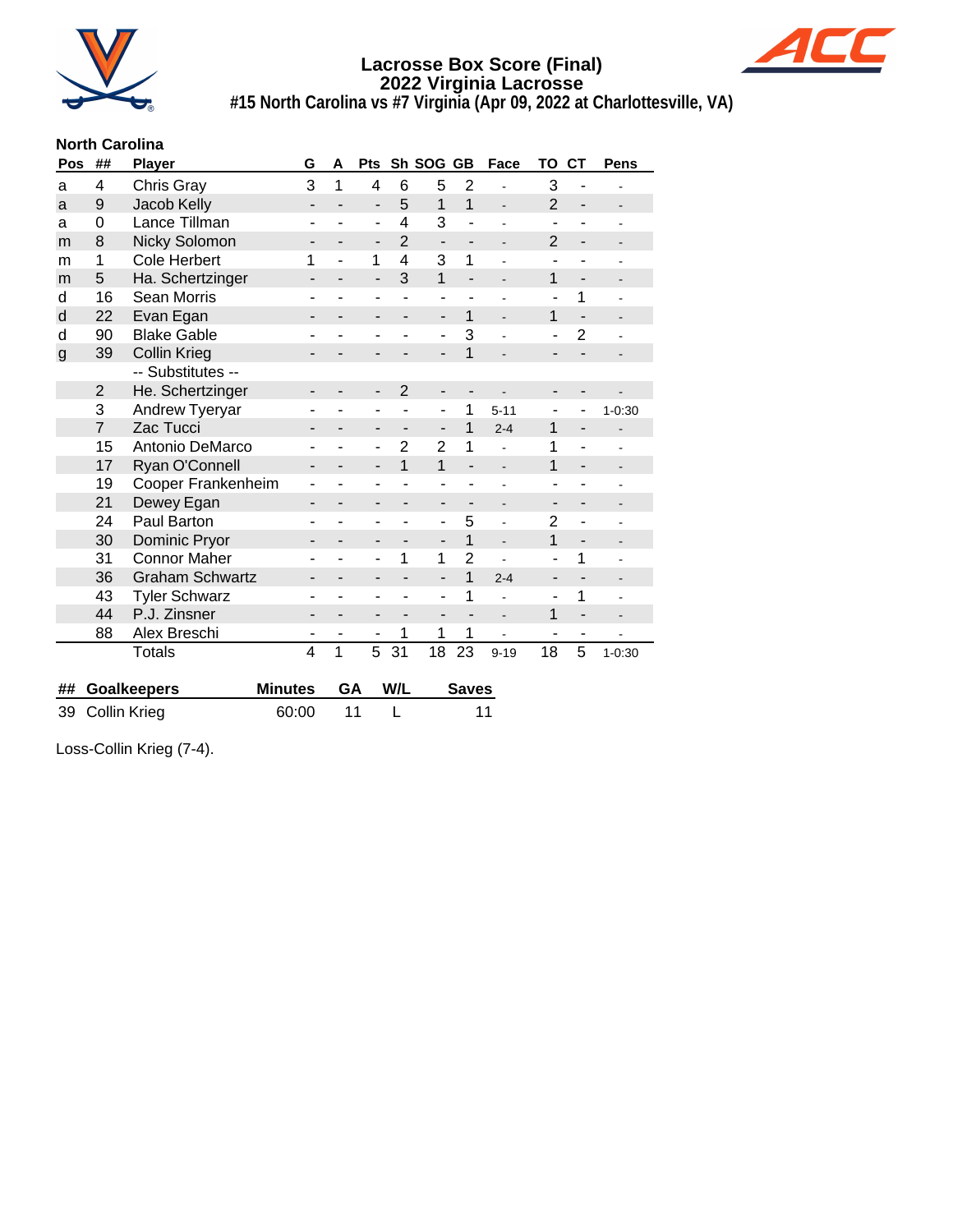# Lacrosse Box Score (Final)
## 2022 Virginia Lacrosse
### #15 North Carolina vs #7 Virginia (Apr 09, 2022 at Charlottesville, VA)

**North Carolina**

| Pos | ## | Player | G | A | Pts | Sh | SOG | GB | Face | TO | CT | Pens |
|---|---|---|---|---|---|---|---|---|---|---|---|---|
| a | 4 | Chris Gray | 3 | 1 | 4 | 6 | 5 | 2 | - | 3 | - | - |
| a | 9 | Jacob Kelly | - | - | - | 5 | 1 | 1 | - | 2 | - | - |
| a | 0 | Lance Tillman | - | - | - | 4 | 3 | - | - | - | - | - |
| m | 8 | Nicky Solomon | - | - | - | 2 | - | - | - | 2 | - | - |
| m | 1 | Cole Herbert | 1 | - | 1 | 4 | 3 | 1 | - | - | - | - |
| m | 5 | Ha. Schertzinger | - | - | - | 3 | 1 | - | - | 1 | - | - |
| d | 16 | Sean Morris | - | - | - | - | - | - | - | - | 1 | - |
| d | 22 | Evan Egan | - | - | - | - | - | 1 | - | 1 | - | - |
| d | 90 | Blake Gable | - | - | - | - | - | 3 | - | - | 2 | - |
| g | 39 | Collin Krieg | - | - | - | - | - | 1 | - | - | - | - |
| | | -- Substitutes -- | | | | | | | | | | |
| | 2 | He. Schertzinger | - | - | - | 2 | - | - | - | - | - | - |
| | 3 | Andrew Tyeryar | - | - | - | - | - | 1 | 5-11 | - | - | 1-0:30 |
| | 7 | Zac Tucci | - | - | - | - | - | 1 | 2-4 | 1 | - | - |
| | 15 | Antonio DeMarco | - | - | - | 2 | 2 | 1 | - | 1 | - | - |
| | 17 | Ryan O'Connell | - | - | - | 1 | 1 | - | - | 1 | - | - |
| | 19 | Cooper Frankenheim | - | - | - | - | - | - | - | - | - | - |
| | 21 | Dewey Egan | - | - | - | - | - | - | - | - | - | - |
| | 24 | Paul Barton | - | - | - | - | - | 5 | - | 2 | - | - |
| | 30 | Dominic Pryor | - | - | - | - | - | 1 | - | 1 | - | - |
| | 31 | Connor Maher | - | - | - | 1 | 1 | 2 | - | - | 1 | - |
| | 36 | Graham Schwartz | - | - | - | - | - | 1 | 2-4 | - | - | - |
| | 43 | Tyler Schwarz | - | - | - | - | - | 1 | - | - | 1 | - |
| | 44 | P.J. Zinsner | - | - | - | - | - | - | - | 1 | - | - |
| | 88 | Alex Breschi | - | - | - | 1 | 1 | 1 | - | - | - | - |
| | | Totals | 4 | 1 | 5 | 31 | 18 | 23 | 9-19 | 18 | 5 | 1-0:30 |

| ## | Goalkeepers | Minutes | GA | W/L | Saves |
|---|---|---|---|---|---|
| 39 | Collin Krieg | 60:00 | 11 | L | 11 |

Loss-Collin Krieg (7-4).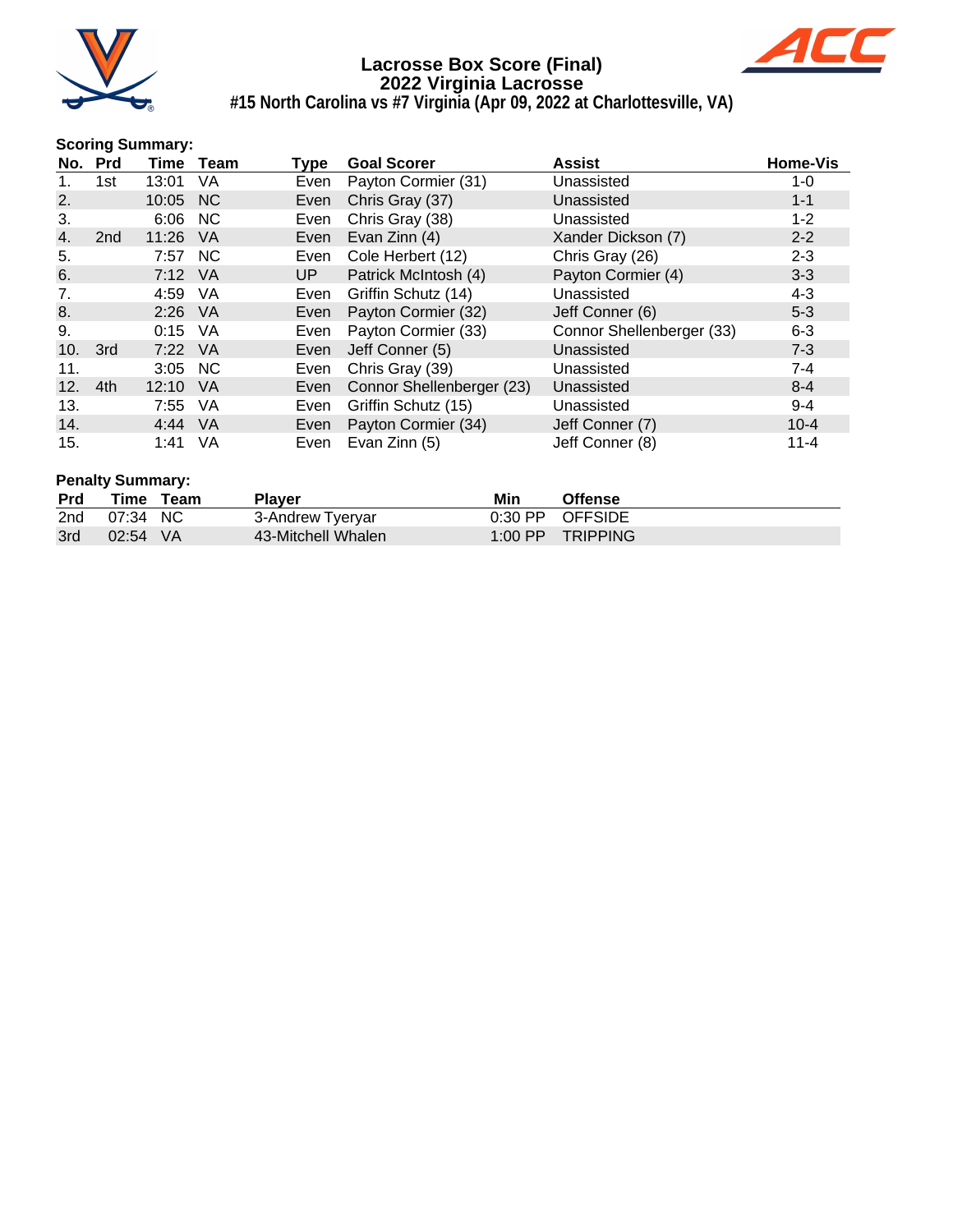# Lacrosse Box Score (Final)
## 2022 Virginia Lacrosse
### #15 North Carolina vs #7 Virginia (Apr 09, 2022 at Charlottesville, VA)

**Scoring Summary:**

| No. | Prd | Time | Team | Type | Goal Scorer | Assist | Home-Vis |
|---|---|---|---|---|---|---|---|
| 1. | 1st | 13:01 | VA | Even | Payton Cormier (31) | Unassisted | 1-0 |
| 2. | | 10:05 | NC | Even | Chris Gray (37) | Unassisted | 1-1 |
| 3. | | 6:06 | NC | Even | Chris Gray (38) | Unassisted | 1-2 |
| 4. | 2nd | 11:26 | VA | Even | Evan Zinn (4) | Xander Dickson (7) | 2-2 |
| 5. | | 7:57 | NC | Even | Cole Herbert (12) | Chris Gray (26) | 2-3 |
| 6. | | 7:12 | VA | UP | Patrick McIntosh (4) | Payton Cormier (4) | 3-3 |
| 7. | | 4:59 | VA | Even | Griffin Schutz (14) | Unassisted | 4-3 |
| 8. | | 2:26 | VA | Even | Payton Cormier (32) | Jeff Conner (6) | 5-3 |
| 9. | | 0:15 | VA | Even | Payton Cormier (33) | Connor Shellenberger (33) | 6-3 |
| 10. | 3rd | 7:22 | VA | Even | Jeff Conner (5) | Unassisted | 7-3 |
| 11. | | 3:05 | NC | Even | Chris Gray (39) | Unassisted | 7-4 |
| 12. | 4th | 12:10 | VA | Even | Connor Shellenberger (23) | Unassisted | 8-4 |
| 13. | | 7:55 | VA | Even | Griffin Schutz (15) | Unassisted | 9-4 |
| 14. | | 4:44 | VA | Even | Payton Cormier (34) | Jeff Conner (7) | 10-4 |
| 15. | | 1:41 | VA | Even | Evan Zinn (5) | Jeff Conner (8) | 11-4 |

**Penalty Summary:**

| Prd | Time | Team | Player | Min | Offense |
|---|---|---|---|---|---|
| 2nd | 07:34 | NC | 3-Andrew Tyeryar | 0:30 PP | OFFSIDE |
| 3rd | 02:54 | VA | 43-Mitchell Whalen | 1:00 PP | TRIPPING |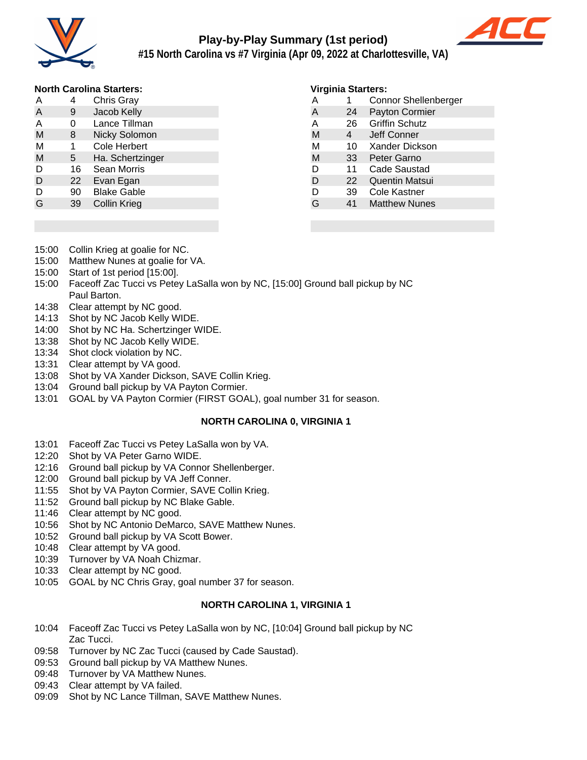# Play-by-Play Summary (1st period)

## #15 North Carolina vs #7 Virginia (Apr 09, 2022 at Charlottesville, VA)

**North Carolina Starters:**

| Pos | # | Name |
|---|---|---|
| A | 4 | Chris Gray |
| A | 9 | Jacob Kelly |
| A | 0 | Lance Tillman |
| M | 8 | Nicky Solomon |
| M | 1 | Cole Herbert |
| M | 5 | Ha. Schertzinger |
| D | 16 | Sean Morris |
| D | 22 | Evan Egan |
| D | 90 | Blake Gable |
| G | 39 | Collin Krieg |

**Virginia Starters:**

| Pos | # | Name |
|---|---|---|
| A | 1 | Connor Shellenberger |
| A | 24 | Payton Cormier |
| A | 26 | Griffin Schutz |
| M | 4 | Jeff Conner |
| M | 10 | Xander Dickson |
| M | 33 | Peter Garno |
| D | 11 | Cade Saustad |
| D | 22 | Quentin Matsui |
| D | 39 | Cole Kastner |
| G | 41 | Matthew Nunes |

- 15:00 Collin Krieg at goalie for NC.
- 15:00 Matthew Nunes at goalie for VA.
- 15:00 Start of 1st period [15:00].
- 15:00 Faceoff Zac Tucci vs Petey LaSalla won by NC, [15:00] Ground ball pickup by NC Paul Barton.
- 14:38 Clear attempt by NC good.
- 14:13 Shot by NC Jacob Kelly WIDE.
- 14:00 Shot by NC Ha. Schertzinger WIDE.
- 13:38 Shot by NC Jacob Kelly WIDE.
- 13:34 Shot clock violation by NC.
- 13:31 Clear attempt by VA good.
- 13:08 Shot by VA Xander Dickson, SAVE Collin Krieg.
- 13:04 Ground ball pickup by VA Payton Cormier.
- 13:01 GOAL by VA Payton Cormier (FIRST GOAL), goal number 31 for season.

**NORTH CAROLINA 0, VIRGINIA 1**

- 13:01 Faceoff Zac Tucci vs Petey LaSalla won by VA.
- 12:20 Shot by VA Peter Garno WIDE.
- 12:16 Ground ball pickup by VA Connor Shellenberger.
- 12:00 Ground ball pickup by VA Jeff Conner.
- 11:55 Shot by VA Payton Cormier, SAVE Collin Krieg.
- 11:52 Ground ball pickup by NC Blake Gable.
- 11:46 Clear attempt by NC good.
- 10:56 Shot by NC Antonio DeMarco, SAVE Matthew Nunes.
- 10:52 Ground ball pickup by VA Scott Bower.
- 10:48 Clear attempt by VA good.
- 10:39 Turnover by VA Noah Chizmar.
- 10:33 Clear attempt by NC good.
- 10:05 GOAL by NC Chris Gray, goal number 37 for season.

**NORTH CAROLINA 1, VIRGINIA 1**

- 10:04 Faceoff Zac Tucci vs Petey LaSalla won by NC, [10:04] Ground ball pickup by NC Zac Tucci.
- 09:58 Turnover by NC Zac Tucci (caused by Cade Saustad).
- 09:53 Ground ball pickup by VA Matthew Nunes.
- 09:48 Turnover by VA Matthew Nunes.
- 09:43 Clear attempt by VA failed.
- 09:09 Shot by NC Lance Tillman, SAVE Matthew Nunes.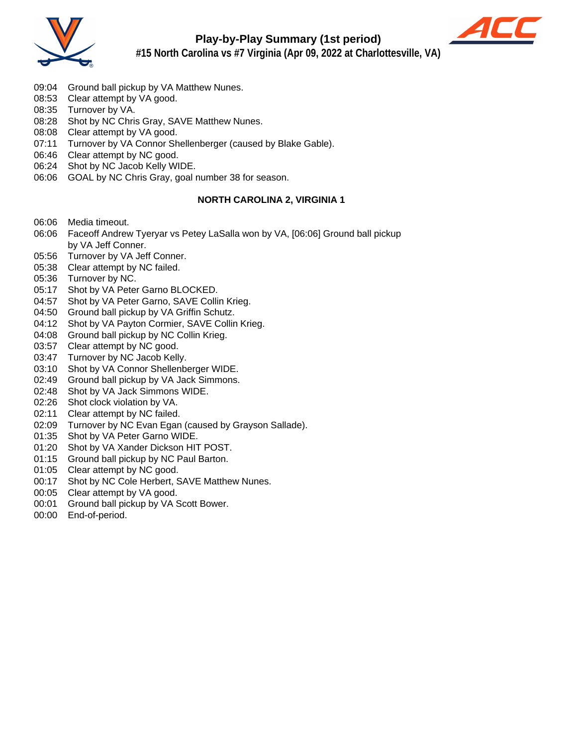# Play-by-Play Summary (1st period)

## #15 North Carolina vs #7 Virginia (Apr 09, 2022 at Charlottesville, VA)

09:04 Ground ball pickup by VA Matthew Nunes.
08:53 Clear attempt by VA good.
08:35 Turnover by VA.
08:28 Shot by NC Chris Gray, SAVE Matthew Nunes.
08:08 Clear attempt by VA good.
07:11 Turnover by VA Connor Shellenberger (caused by Blake Gable).
06:46 Clear attempt by NC good.
06:24 Shot by NC Jacob Kelly WIDE.
06:06 GOAL by NC Chris Gray, goal number 38 for season.

**NORTH CAROLINA 2, VIRGINIA 1**

06:06 Media timeout.
06:06 Faceoff Andrew Tyeryar vs Petey LaSalla won by VA, [06:06] Ground ball pickup by VA Jeff Conner.
05:56 Turnover by VA Jeff Conner.
05:38 Clear attempt by NC failed.
05:36 Turnover by NC.
05:17 Shot by VA Peter Garno BLOCKED.
04:57 Shot by VA Peter Garno, SAVE Collin Krieg.
04:50 Ground ball pickup by VA Griffin Schutz.
04:12 Shot by VA Payton Cormier, SAVE Collin Krieg.
04:08 Ground ball pickup by NC Collin Krieg.
03:57 Clear attempt by NC good.
03:47 Turnover by NC Jacob Kelly.
03:10 Shot by VA Connor Shellenberger WIDE.
02:49 Ground ball pickup by VA Jack Simmons.
02:48 Shot by VA Jack Simmons WIDE.
02:26 Shot clock violation by VA.
02:11 Clear attempt by NC failed.
02:09 Turnover by NC Evan Egan (caused by Grayson Sallade).
01:35 Shot by VA Peter Garno WIDE.
01:20 Shot by VA Xander Dickson HIT POST.
01:15 Ground ball pickup by NC Paul Barton.
01:05 Clear attempt by NC good.
00:17 Shot by NC Cole Herbert, SAVE Matthew Nunes.
00:05 Clear attempt by VA good.
00:01 Ground ball pickup by VA Scott Bower.
00:00 End-of-period.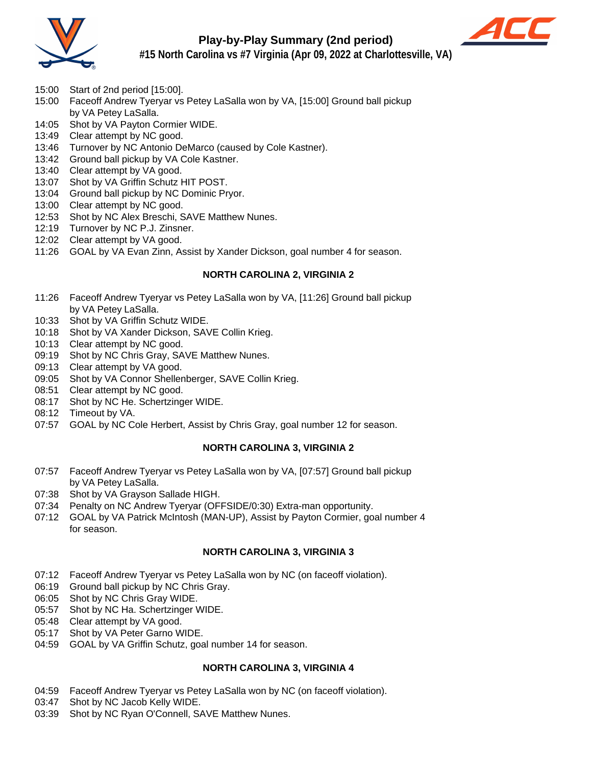# Play-by-Play Summary (2nd period)

## #15 North Carolina vs #7 Virginia (Apr 09, 2022 at Charlottesville, VA)

15:00 Start of 2nd period [15:00].
15:00 Faceoff Andrew Tyeryar vs Petey LaSalla won by VA, [15:00] Ground ball pickup by VA Petey LaSalla.
14:05 Shot by VA Payton Cormier WIDE.
13:49 Clear attempt by NC good.
13:46 Turnover by NC Antonio DeMarco (caused by Cole Kastner).
13:42 Ground ball pickup by VA Cole Kastner.
13:40 Clear attempt by VA good.
13:07 Shot by VA Griffin Schutz HIT POST.
13:04 Ground ball pickup by NC Dominic Pryor.
13:00 Clear attempt by NC good.
12:53 Shot by NC Alex Breschi, SAVE Matthew Nunes.
12:19 Turnover by NC P.J. Zinsner.
12:02 Clear attempt by VA good.
11:26 GOAL by VA Evan Zinn, Assist by Xander Dickson, goal number 4 for season.

**NORTH CAROLINA 2, VIRGINIA 2**

11:26 Faceoff Andrew Tyeryar vs Petey LaSalla won by VA, [11:26] Ground ball pickup by VA Petey LaSalla.
10:33 Shot by VA Griffin Schutz WIDE.
10:18 Shot by VA Xander Dickson, SAVE Collin Krieg.
10:13 Clear attempt by NC good.
09:19 Shot by NC Chris Gray, SAVE Matthew Nunes.
09:13 Clear attempt by VA good.
09:05 Shot by VA Connor Shellenberger, SAVE Collin Krieg.
08:51 Clear attempt by NC good.
08:17 Shot by NC He. Schertzinger WIDE.
08:12 Timeout by VA.
07:57 GOAL by NC Cole Herbert, Assist by Chris Gray, goal number 12 for season.

**NORTH CAROLINA 3, VIRGINIA 2**

07:57 Faceoff Andrew Tyeryar vs Petey LaSalla won by VA, [07:57] Ground ball pickup by VA Petey LaSalla.
07:38 Shot by VA Grayson Sallade HIGH.
07:34 Penalty on NC Andrew Tyeryar (OFFSIDE/0:30) Extra-man opportunity.
07:12 GOAL by VA Patrick McIntosh (MAN-UP), Assist by Payton Cormier, goal number 4 for season.

**NORTH CAROLINA 3, VIRGINIA 3**

07:12 Faceoff Andrew Tyeryar vs Petey LaSalla won by NC (on faceoff violation).
06:19 Ground ball pickup by NC Chris Gray.
06:05 Shot by NC Chris Gray WIDE.
05:57 Shot by NC Ha. Schertzinger WIDE.
05:48 Clear attempt by VA good.
05:17 Shot by VA Peter Garno WIDE.
04:59 GOAL by VA Griffin Schutz, goal number 14 for season.

**NORTH CAROLINA 3, VIRGINIA 4**

04:59 Faceoff Andrew Tyeryar vs Petey LaSalla won by NC (on faceoff violation).
03:47 Shot by NC Jacob Kelly WIDE.
03:39 Shot by NC Ryan O'Connell, SAVE Matthew Nunes.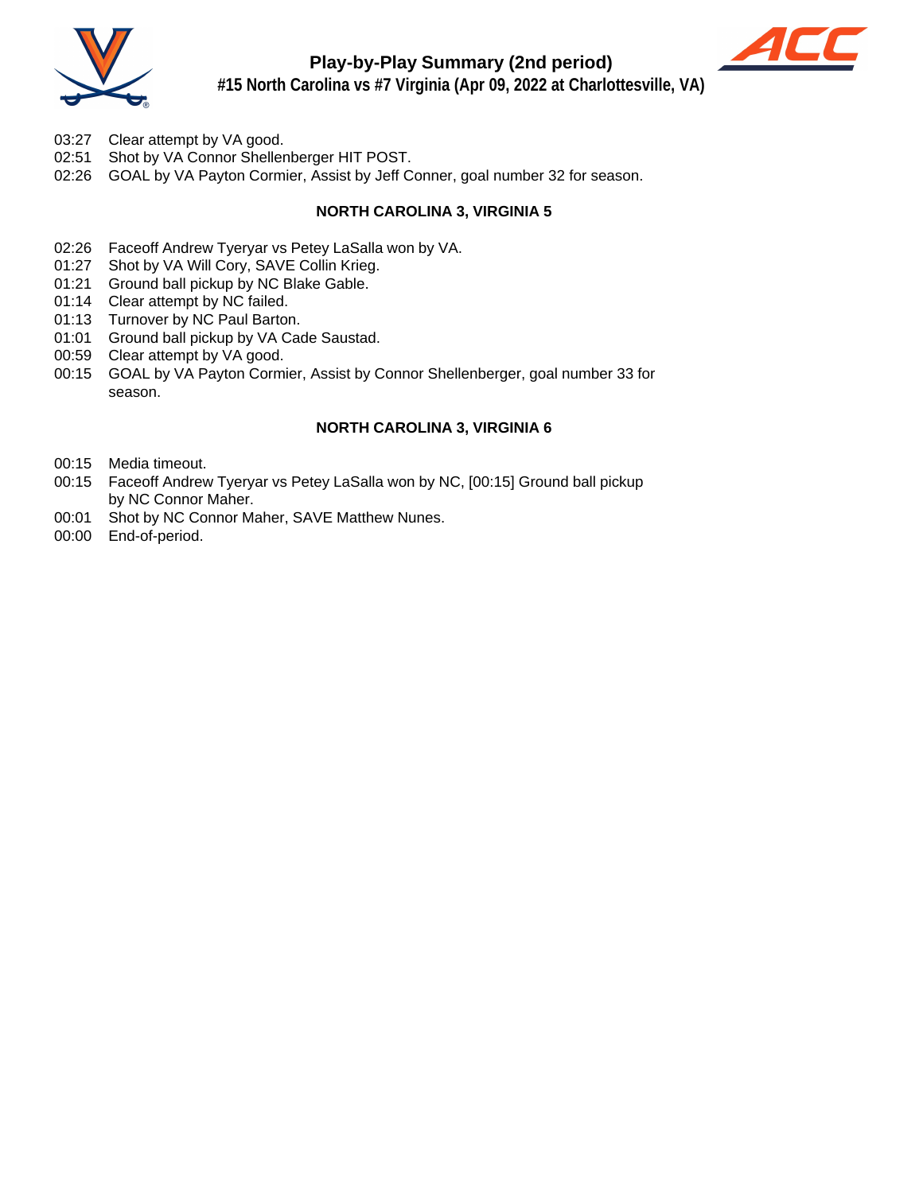## Play-by-Play Summary (2nd period)

**#15 North Carolina vs #7 Virginia (Apr 09, 2022 at Charlottesville, VA)**

03:27 Clear attempt by VA good.
02:51 Shot by VA Connor Shellenberger HIT POST.
02:26 GOAL by VA Payton Cormier, Assist by Jeff Conner, goal number 32 for season.

**NORTH CAROLINA 3, VIRGINIA 5**

02:26 Faceoff Andrew Tyeryar vs Petey LaSalla won by VA.
01:27 Shot by VA Will Cory, SAVE Collin Krieg.
01:21 Ground ball pickup by NC Blake Gable.
01:14 Clear attempt by NC failed.
01:13 Turnover by NC Paul Barton.
01:01 Ground ball pickup by VA Cade Saustad.
00:59 Clear attempt by VA good.
00:15 GOAL by VA Payton Cormier, Assist by Connor Shellenberger, goal number 33 for season.

**NORTH CAROLINA 3, VIRGINIA 6**

00:15 Media timeout.
00:15 Faceoff Andrew Tyeryar vs Petey LaSalla won by NC, [00:15] Ground ball pickup by NC Connor Maher.
00:01 Shot by NC Connor Maher, SAVE Matthew Nunes.
00:00 End-of-period.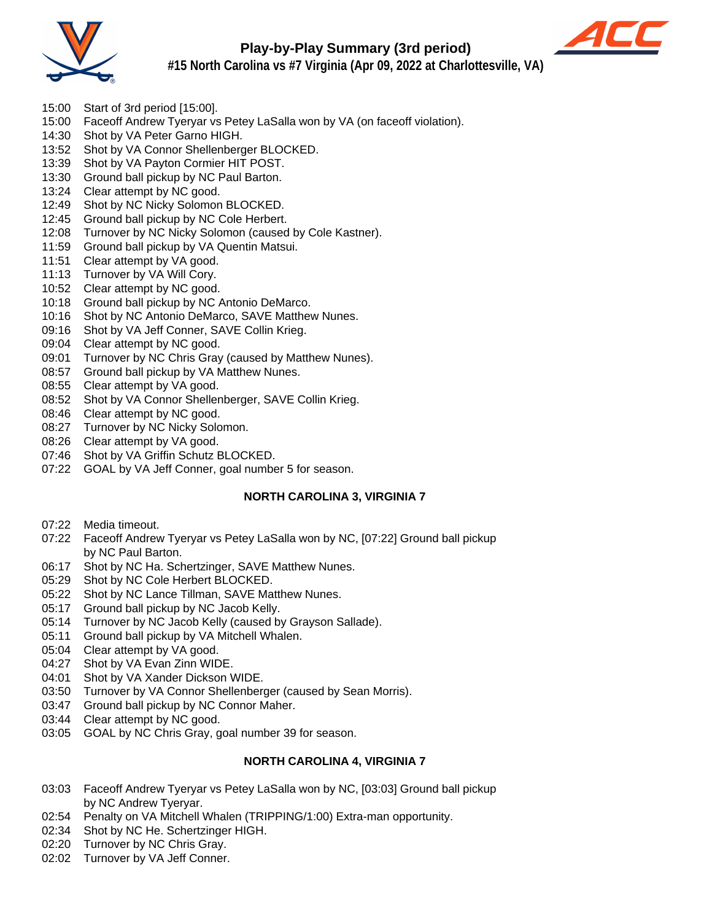# Play-by-Play Summary (3rd period)

## #15 North Carolina vs #7 Virginia (Apr 09, 2022 at Charlottesville, VA)

15:00 Start of 3rd period [15:00].
15:00 Faceoff Andrew Tyeryar vs Petey LaSalla won by VA (on faceoff violation).
14:30 Shot by VA Peter Garno HIGH.
13:52 Shot by VA Connor Shellenberger BLOCKED.
13:39 Shot by VA Payton Cormier HIT POST.
13:30 Ground ball pickup by NC Paul Barton.
13:24 Clear attempt by NC good.
12:49 Shot by NC Nicky Solomon BLOCKED.
12:45 Ground ball pickup by NC Cole Herbert.
12:08 Turnover by NC Nicky Solomon (caused by Cole Kastner).
11:59 Ground ball pickup by VA Quentin Matsui.
11:51 Clear attempt by VA good.
11:13 Turnover by VA Will Cory.
10:52 Clear attempt by NC good.
10:18 Ground ball pickup by NC Antonio DeMarco.
10:16 Shot by NC Antonio DeMarco, SAVE Matthew Nunes.
09:16 Shot by VA Jeff Conner, SAVE Collin Krieg.
09:04 Clear attempt by NC good.
09:01 Turnover by NC Chris Gray (caused by Matthew Nunes).
08:57 Ground ball pickup by VA Matthew Nunes.
08:55 Clear attempt by VA good.
08:52 Shot by VA Connor Shellenberger, SAVE Collin Krieg.
08:46 Clear attempt by NC good.
08:27 Turnover by NC Nicky Solomon.
08:26 Clear attempt by VA good.
07:46 Shot by VA Griffin Schutz BLOCKED.
07:22 GOAL by VA Jeff Conner, goal number 5 for season.

**NORTH CAROLINA 3, VIRGINIA 7**

07:22 Media timeout.
07:22 Faceoff Andrew Tyeryar vs Petey LaSalla won by NC, [07:22] Ground ball pickup by NC Paul Barton.
06:17 Shot by NC Ha. Schertzinger, SAVE Matthew Nunes.
05:29 Shot by NC Cole Herbert BLOCKED.
05:22 Shot by NC Lance Tillman, SAVE Matthew Nunes.
05:17 Ground ball pickup by NC Jacob Kelly.
05:14 Turnover by NC Jacob Kelly (caused by Grayson Sallade).
05:11 Ground ball pickup by VA Mitchell Whalen.
05:04 Clear attempt by VA good.
04:27 Shot by VA Evan Zinn WIDE.
04:01 Shot by VA Xander Dickson WIDE.
03:50 Turnover by VA Connor Shellenberger (caused by Sean Morris).
03:47 Ground ball pickup by NC Connor Maher.
03:44 Clear attempt by NC good.
03:05 GOAL by NC Chris Gray, goal number 39 for season.

**NORTH CAROLINA 4, VIRGINIA 7**

03:03 Faceoff Andrew Tyeryar vs Petey LaSalla won by NC, [03:03] Ground ball pickup by NC Andrew Tyeryar.
02:54 Penalty on VA Mitchell Whalen (TRIPPING/1:00) Extra-man opportunity.
02:34 Shot by NC He. Schertzinger HIGH.
02:20 Turnover by NC Chris Gray.
02:02 Turnover by VA Jeff Conner.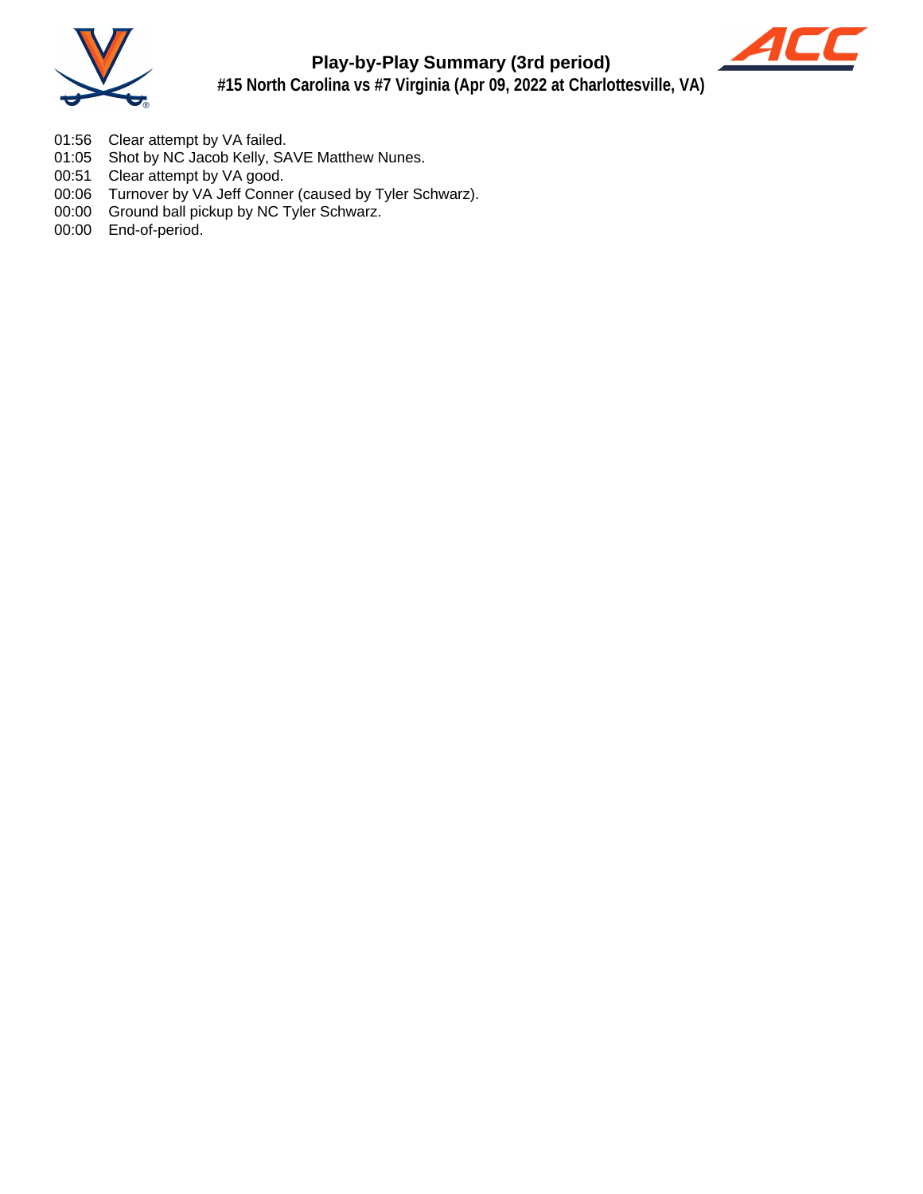# Play-by-Play Summary (3rd period)

## #15 North Carolina vs #7 Virginia (Apr 09, 2022 at Charlottesville, VA)

01:56 Clear attempt by VA failed.
01:05 Shot by NC Jacob Kelly, SAVE Matthew Nunes.
00:51 Clear attempt by VA good.
00:06 Turnover by VA Jeff Conner (caused by Tyler Schwarz).
00:00 Ground ball pickup by NC Tyler Schwarz.
00:00 End-of-period.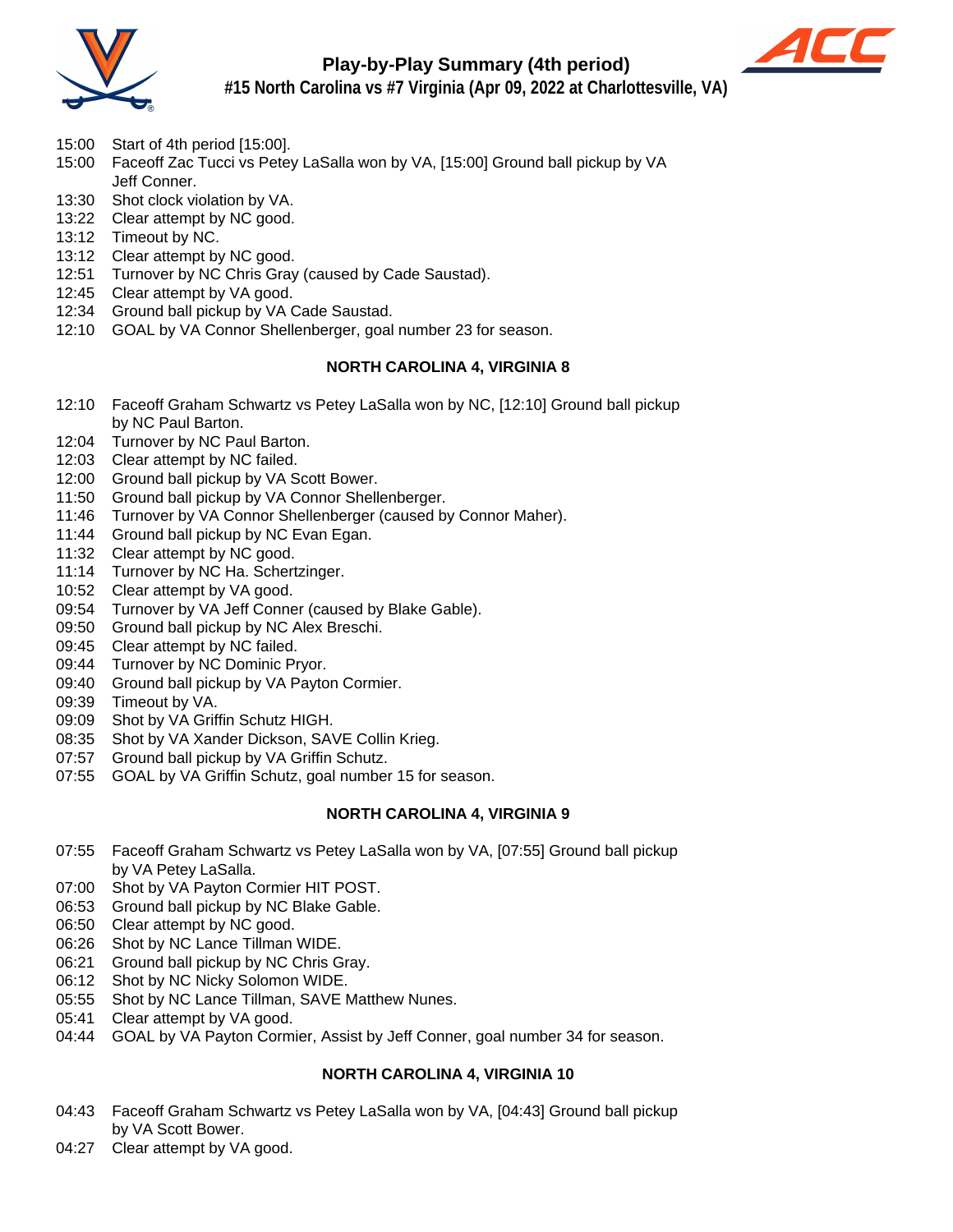# Play-by-Play Summary (4th period)

## #15 North Carolina vs #7 Virginia (Apr 09, 2022 at Charlottesville, VA)

- 15:00 Start of 4th period [15:00].
- 15:00 Faceoff Zac Tucci vs Petey LaSalla won by VA, [15:00] Ground ball pickup by VA Jeff Conner.
- 13:30 Shot clock violation by VA.
- 13:22 Clear attempt by NC good.
- 13:12 Timeout by NC.
- 13:12 Clear attempt by NC good.
- 12:51 Turnover by NC Chris Gray (caused by Cade Saustad).
- 12:45 Clear attempt by VA good.
- 12:34 Ground ball pickup by VA Cade Saustad.
- 12:10 GOAL by VA Connor Shellenberger, goal number 23 for season.

**NORTH CAROLINA 4, VIRGINIA 8**

- 12:10 Faceoff Graham Schwartz vs Petey LaSalla won by NC, [12:10] Ground ball pickup by NC Paul Barton.
- 12:04 Turnover by NC Paul Barton.
- 12:03 Clear attempt by NC failed.
- 12:00 Ground ball pickup by VA Scott Bower.
- 11:50 Ground ball pickup by VA Connor Shellenberger.
- 11:46 Turnover by VA Connor Shellenberger (caused by Connor Maher).
- 11:44 Ground ball pickup by NC Evan Egan.
- 11:32 Clear attempt by NC good.
- 11:14 Turnover by NC Ha. Schertzinger.
- 10:52 Clear attempt by VA good.
- 09:54 Turnover by VA Jeff Conner (caused by Blake Gable).
- 09:50 Ground ball pickup by NC Alex Breschi.
- 09:45 Clear attempt by NC failed.
- 09:44 Turnover by NC Dominic Pryor.
- 09:40 Ground ball pickup by VA Payton Cormier.
- 09:39 Timeout by VA.
- 09:09 Shot by VA Griffin Schutz HIGH.
- 08:35 Shot by VA Xander Dickson, SAVE Collin Krieg.
- 07:57 Ground ball pickup by VA Griffin Schutz.
- 07:55 GOAL by VA Griffin Schutz, goal number 15 for season.

**NORTH CAROLINA 4, VIRGINIA 9**

- 07:55 Faceoff Graham Schwartz vs Petey LaSalla won by VA, [07:55] Ground ball pickup by VA Petey LaSalla.
- 07:00 Shot by VA Payton Cormier HIT POST.
- 06:53 Ground ball pickup by NC Blake Gable.
- 06:50 Clear attempt by NC good.
- 06:26 Shot by NC Lance Tillman WIDE.
- 06:21 Ground ball pickup by NC Chris Gray.
- 06:12 Shot by NC Nicky Solomon WIDE.
- 05:55 Shot by NC Lance Tillman, SAVE Matthew Nunes.
- 05:41 Clear attempt by VA good.
- 04:44 GOAL by VA Payton Cormier, Assist by Jeff Conner, goal number 34 for season.

**NORTH CAROLINA 4, VIRGINIA 10**

- 04:43 Faceoff Graham Schwartz vs Petey LaSalla won by VA, [04:43] Ground ball pickup by VA Scott Bower.
- 04:27 Clear attempt by VA good.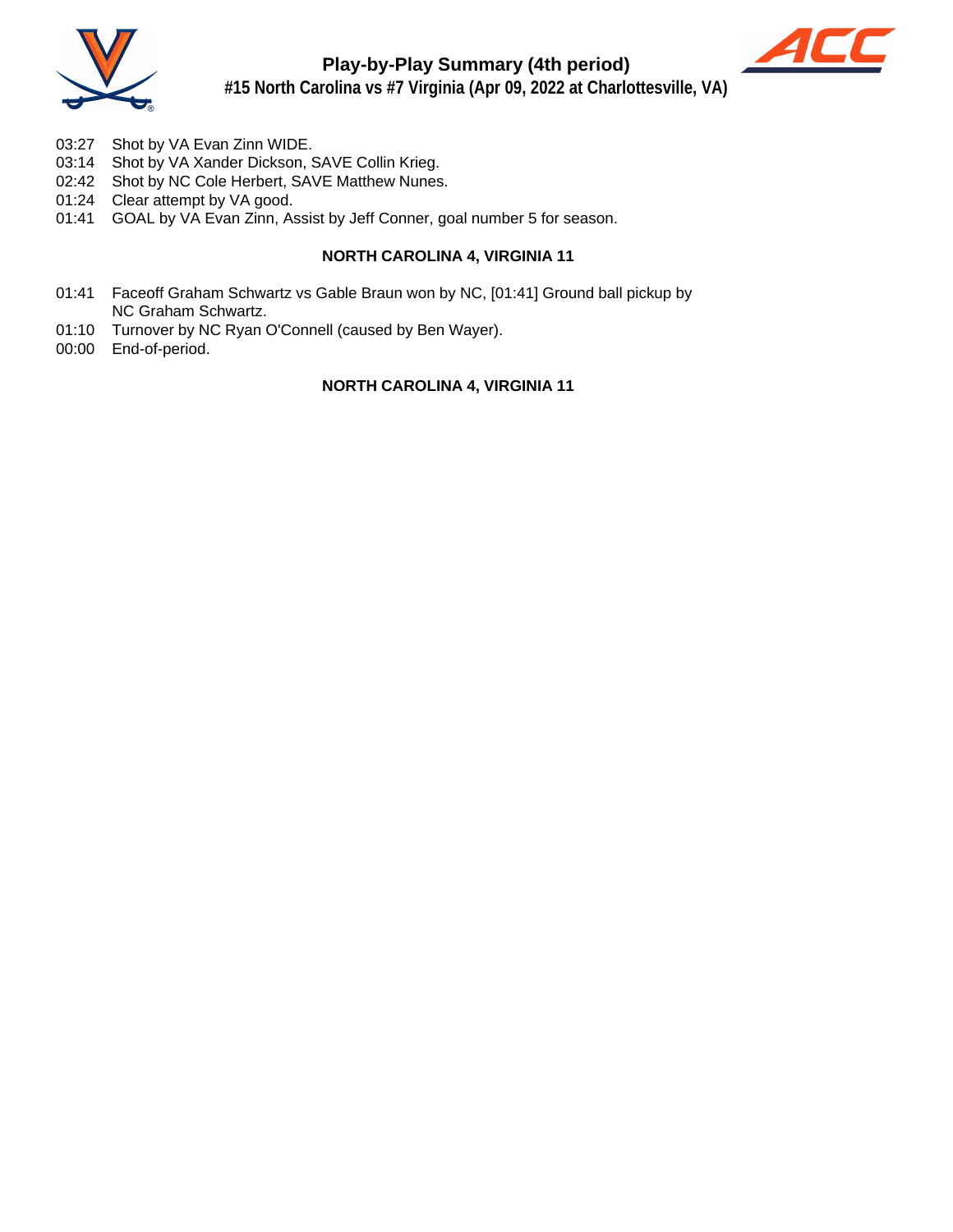## Play-by-Play Summary (4th period)

### #15 North Carolina vs #7 Virginia (Apr 09, 2022 at Charlottesville, VA)

03:27 Shot by VA Evan Zinn WIDE.
03:14 Shot by VA Xander Dickson, SAVE Collin Krieg.
02:42 Shot by NC Cole Herbert, SAVE Matthew Nunes.
01:24 Clear attempt by VA good.
01:41 GOAL by VA Evan Zinn, Assist by Jeff Conner, goal number 5 for season.

**NORTH CAROLINA 4, VIRGINIA 11**

01:41 Faceoff Graham Schwartz vs Gable Braun won by NC, [01:41] Ground ball pickup by NC Graham Schwartz.
01:10 Turnover by NC Ryan O'Connell (caused by Ben Wayer).
00:00 End-of-period.

**NORTH CAROLINA 4, VIRGINIA 11**